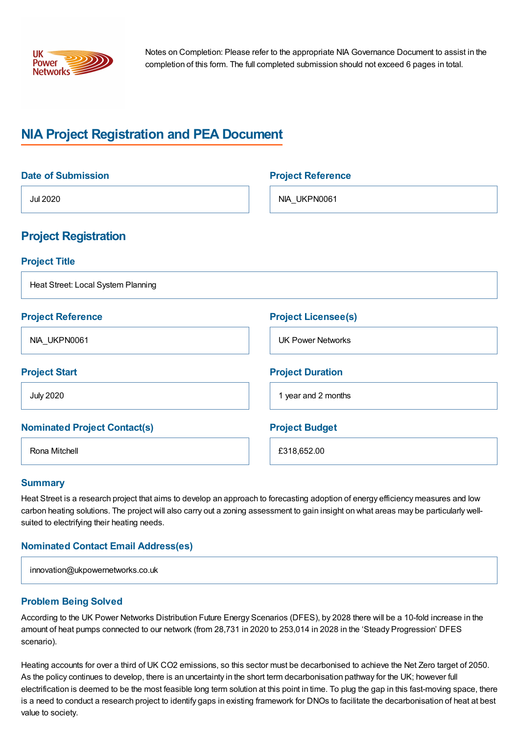Notes on Completion: Please refer to the appropriate NIA Governance Document to assist in the completion of this form. The full completed submission should not exceed 6 pages in total.

# NIA Project Registration and PEA Document

### Date of Submission

Jul 2020

### Project Reference

NIA_UKPN0061

## Project Registration

### Project Title

Heat Street: Local System Planning

### Project Reference

NIA_UKPN0061

### Project Licensee(s)

UK Power Networks

### Project Start

July 2020

### Project Duration

1 year and 2 months

### Nominated Project Contact(s)

Rona Mitchell

### Project Budget

£318,652.00

### Summary

Heat Street is a research project that aims to develop an approach to forecasting adoption of energy efficiency measures and low carbon heating solutions. The project will also carry out a zoning assessment to gain insight on what areas may be particularly well-suited to electrifying their heating needs.

### Nominated Contact Email Address(es)

innovation@ukpowernetworks.co.uk

### Problem Being Solved

According to the UK Power Networks Distribution Future Energy Scenarios (DFES), by 2028 there will be a 10-fold increase in the amount of heat pumps connected to our network (from 28,731 in 2020 to 253,014 in 2028 in the 'Steady Progression' DFES scenario).

Heating accounts for over a third of UK $CO_2$ emissions, so this sector must be decarbonised to achieve the Net Zero target of 2050. As the policy continues to develop, there is an uncertainty in the short term decarbonisation pathway for the UK; however full electrification is deemed to be the most feasible long term solution at this point in time. To plug the gap in this fast-moving space, there is a need to conduct a research project to identify gaps in existing framework for DNOs to facilitate the decarbonisation of heat at best value to society.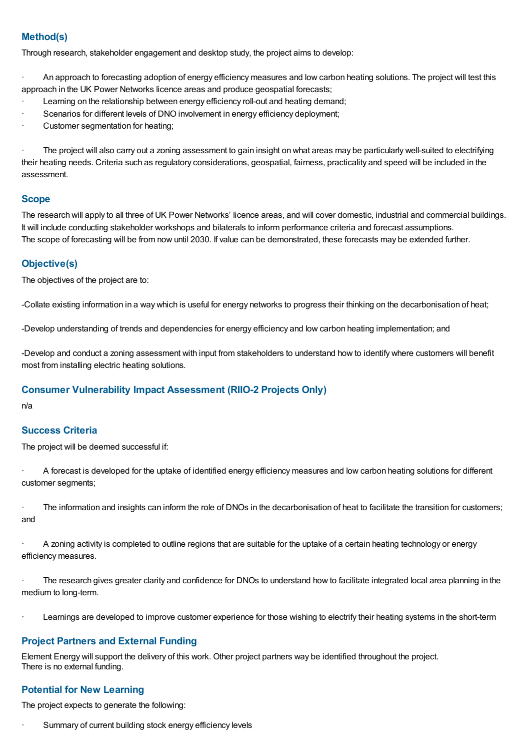## Method(s)

Through research, stakeholder engagement and desktop study, the project aims to develop:

- An approach to forecasting adoption of energy efficiency measures and low carbon heating solutions. The project will test this approach in the UK Power Networks licence areas and produce geospatial forecasts;
- Learning on the relationship between energy efficiency roll-out and heating demand;
- Scenarios for different levels of DNO involvement in energy efficiency deployment;
- Customer segmentation for heating;

- The project will also carry out a zoning assessment to gain insight on what areas may be particularly well-suited to electrifying their heating needs. Criteria such as regulatory considerations, geospatial, fairness, practicality and speed will be included in the assessment.

## Scope

The research will apply to all three of UK Power Networks' licence areas, and will cover domestic, industrial and commercial buildings. It will include conducting stakeholder workshops and bilaterals to inform performance criteria and forecast assumptions.
The scope of forecasting will be from now until 2030. If value can be demonstrated, these forecasts may be extended further.

## Objective(s)

The objectives of the project are to:

-Collate existing information in a way which is useful for energy networks to progress their thinking on the decarbonisation of heat;

-Develop understanding of trends and dependencies for energy efficiency and low carbon heating implementation; and

-Develop and conduct a zoning assessment with input from stakeholders to understand how to identify where customers will benefit most from installing electric heating solutions.

## Consumer Vulnerability Impact Assessment (RIIO-2 Projects Only)

n/a

## Success Criteria

The project will be deemed successful if:

- A forecast is developed for the uptake of identified energy efficiency measures and low carbon heating solutions for different customer segments;

- The information and insights can inform the role of DNOs in the decarbonisation of heat to facilitate the transition for customers; and

- A zoning activity is completed to outline regions that are suitable for the uptake of a certain heating technology or energy efficiency measures.

- The research gives greater clarity and confidence for DNOs to understand how to facilitate integrated local area planning in the medium to long-term.

- Learnings are developed to improve customer experience for those wishing to electrify their heating systems in the short-term

## Project Partners and External Funding

Element Energy will support the delivery of this work. Other project partners way be identified throughout the project.
There is no external funding.

## Potential for New Learning

The project expects to generate the following:

- Summary of current building stock energy efficiency levels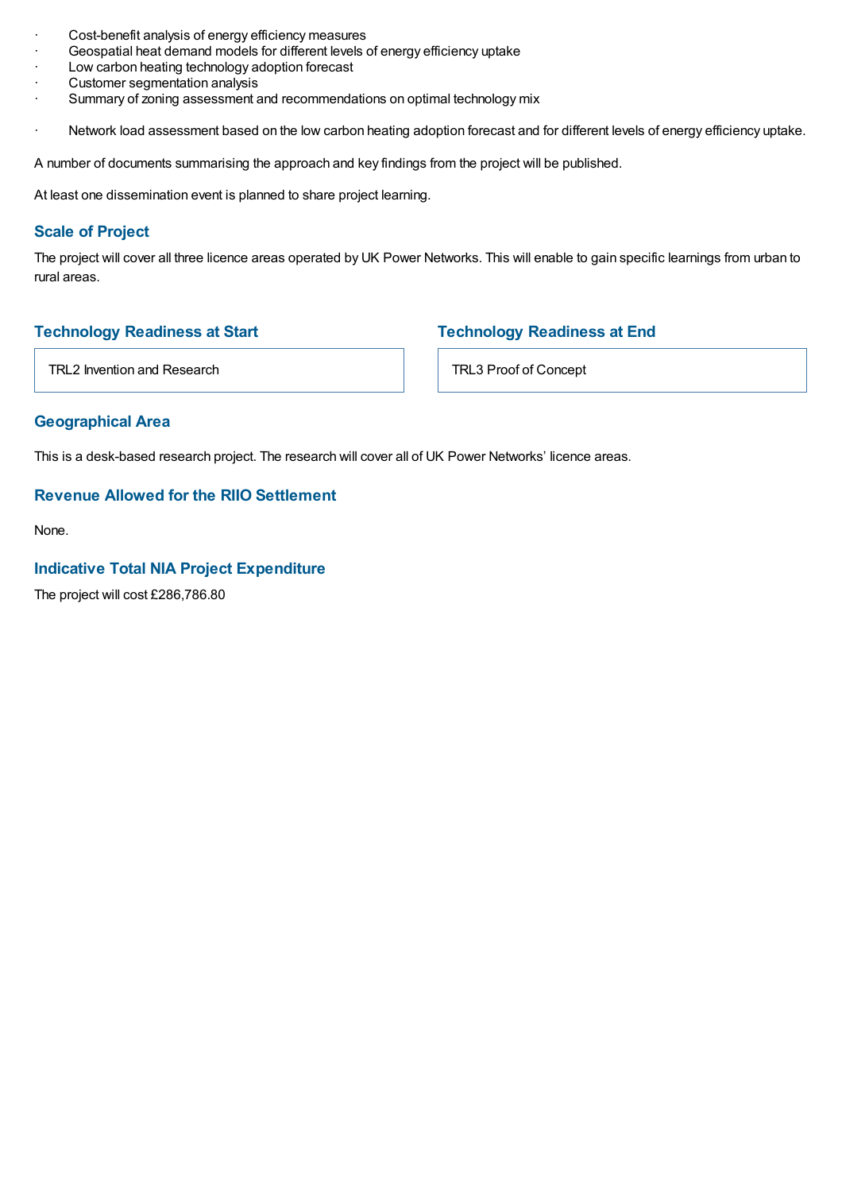- Cost-benefit analysis of energy efficiency measures
- Geospatial heat demand models for different levels of energy efficiency uptake
- Low carbon heating technology adoption forecast
- Customer segmentation analysis
- Summary of zoning assessment and recommendations on optimal technology mix

- Network load assessment based on the low carbon heating adoption forecast and for different levels of energy efficiency uptake.

A number of documents summarising the approach and key findings from the project will be published.

At least one dissemination event is planned to share project learning.

### Scale of Project

The project will cover all three licence areas operated by UK Power Networks. This will enable to gain specific learnings from urban to rural areas.

### Technology Readiness at Start

TRL2 Invention and Research

### Technology Readiness at End

TRL3 Proof of Concept

### Geographical Area

This is a desk-based research project. The research will cover all of UK Power Networks' licence areas.

### Revenue Allowed for the RIIO Settlement

None.

### Indicative Total NIA Project Expenditure

The project will cost £286,786.80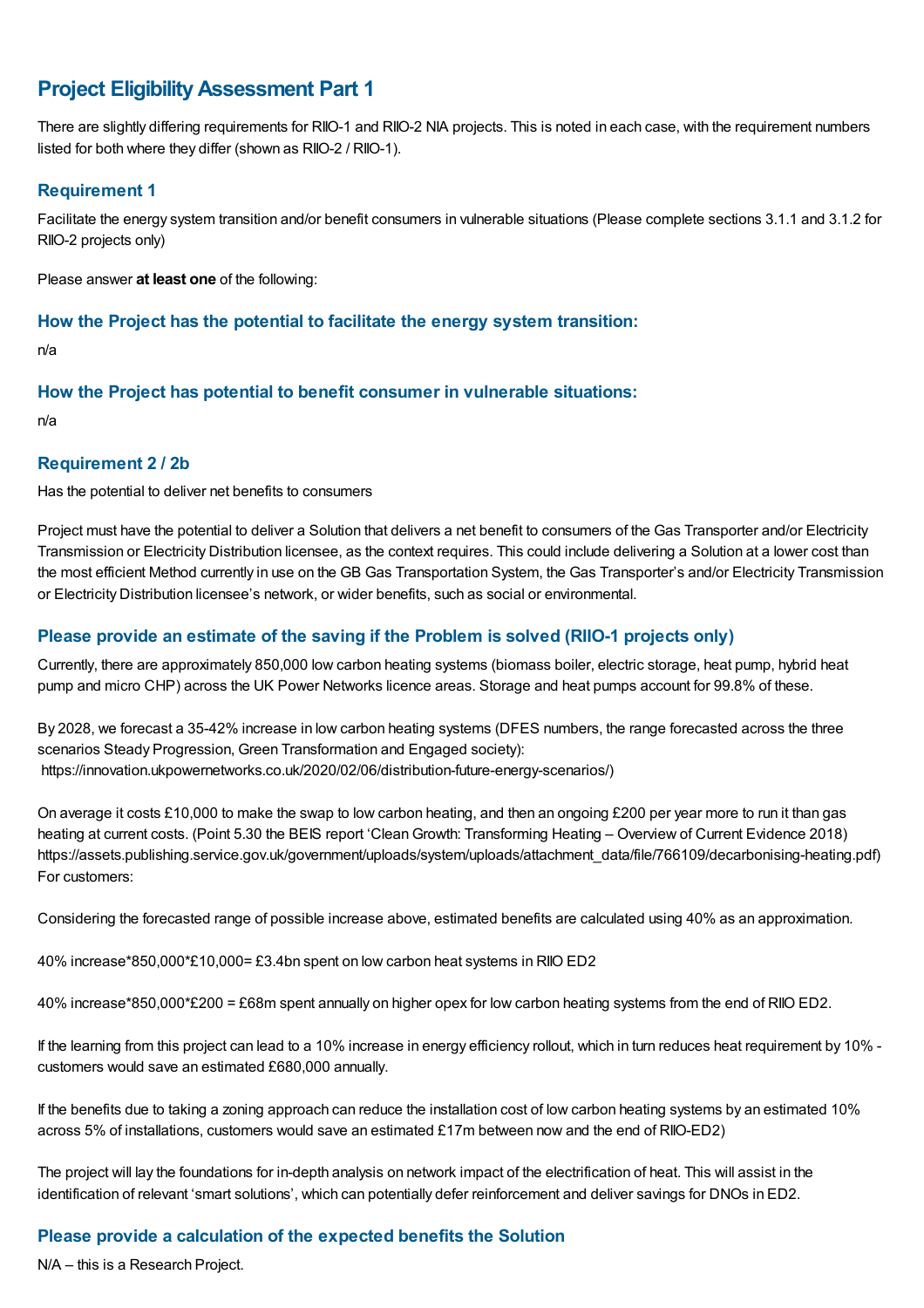## Project Eligibility Assessment Part 1

There are slightly differing requirements for RIIO-1 and RIIO-2 NIA projects. This is noted in each case, with the requirement numbers listed for both where they differ (shown as RIIO-2 / RIIO-1).

### Requirement 1

Facilitate the energy system transition and/or benefit consumers in vulnerable situations (Please complete sections 3.1.1 and 3.1.2 for RIIO-2 projects only)

Please answer **at least one** of the following:

### How the Project has the potential to facilitate the energy system transition:

n/a

### How the Project has potential to benefit consumer in vulnerable situations:

n/a

### Requirement 2 / 2b

Has the potential to deliver net benefits to consumers

Project must have the potential to deliver a Solution that delivers a net benefit to consumers of the Gas Transporter and/or Electricity Transmission or Electricity Distribution licensee, as the context requires. This could include delivering a Solution at a lower cost than the most efficient Method currently in use on the GB Gas Transportation System, the Gas Transporter's and/or Electricity Transmission or Electricity Distribution licensee's network, or wider benefits, such as social or environmental.

### Please provide an estimate of the saving if the Problem is solved (RIIO-1 projects only)

Currently, there are approximately 850,000 low carbon heating systems (biomass boiler, electric storage, heat pump, hybrid heat pump and micro CHP) across the UK Power Networks licence areas. Storage and heat pumps account for 99.8% of these.

By 2028, we forecast a 35-42% increase in low carbon heating systems (DFES numbers, the range forecasted across the three scenarios Steady Progression, Green Transformation and Engaged society):
https://innovation.ukpowernetworks.co.uk/2020/02/06/distribution-future-energy-scenarios/)

On average it costs £10,000 to make the swap to low carbon heating, and then an ongoing £200 per year more to run it than gas heating at current costs. (Point 5.30 the BEIS report 'Clean Growth: Transforming Heating – Overview of Current Evidence 2018) https://assets.publishing.service.gov.uk/government/uploads/system/uploads/attachment_data/file/766109/decarbonising-heating.pdf)
For customers:

Considering the forecasted range of possible increase above, estimated benefits are calculated using 40% as an approximation.

40% increase*850,000*£10,000= £3.4bn spent on low carbon heat systems in RIIO ED2

40% increase*850,000*£200 = £68m spent annually on higher opex for low carbon heating systems from the end of RIIO ED2.

If the learning from this project can lead to a 10% increase in energy efficiency rollout, which in turn reduces heat requirement by 10% - customers would save an estimated £680,000 annually.

If the benefits due to taking a zoning approach can reduce the installation cost of low carbon heating systems by an estimated 10% across 5% of installations, customers would save an estimated £17m between now and the end of RIIO-ED2)

The project will lay the foundations for in-depth analysis on network impact of the electrification of heat. This will assist in the identification of relevant 'smart solutions', which can potentially defer reinforcement and deliver savings for DNOs in ED2.

### Please provide a calculation of the expected benefits the Solution

N/A – this is a Research Project.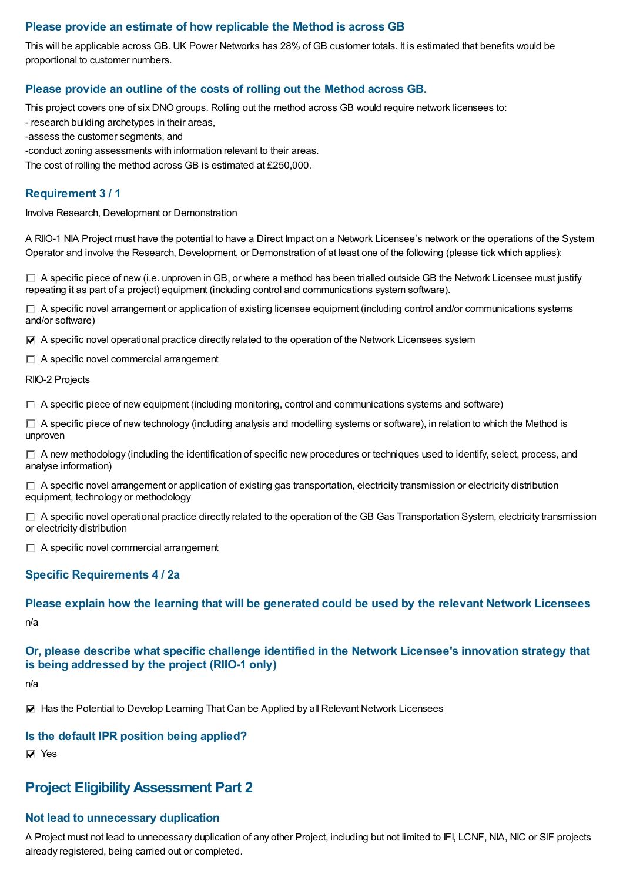### Please provide an estimate of how replicable the Method is across GB

This will be applicable across GB. UK Power Networks has 28% of GB customer totals. It is estimated that benefits would be proportional to customer numbers.

### Please provide an outline of the costs of rolling out the Method across GB.

This project covers one of six DNO groups. Rolling out the method across GB would require network licensees to:
- research building archetypes in their areas,
-assess the customer segments, and
-conduct zoning assessments with information relevant to their areas.
The cost of rolling the method across GB is estimated at £250,000.

### Requirement 3 / 1

Involve Research, Development or Demonstration

A RIIO-1 NIA Project must have the potential to have a Direct Impact on a Network Licensee's network or the operations of the System Operator and involve the Research, Development, or Demonstration of at least one of the following (please tick which applies):

☐ A specific piece of new (i.e. unproven in GB, or where a method has been trialled outside GB the Network Licensee must justify repeating it as part of a project) equipment (including control and communications system software).

☐ A specific novel arrangement or application of existing licensee equipment (including control and/or communications systems and/or software)

☑ A specific novel operational practice directly related to the operation of the Network Licensees system

☐ A specific novel commercial arrangement

RIIO-2 Projects

☐ A specific piece of new equipment (including monitoring, control and communications systems and software)

☐ A specific piece of new technology (including analysis and modelling systems or software), in relation to which the Method is unproven

☐ A new methodology (including the identification of specific new procedures or techniques used to identify, select, process, and analyse information)

☐ A specific novel arrangement or application of existing gas transportation, electricity transmission or electricity distribution equipment, technology or methodology

☐ A specific novel operational practice directly related to the operation of the GB Gas Transportation System, electricity transmission or electricity distribution

☐ A specific novel commercial arrangement

### Specific Requirements 4 / 2a

### Please explain how the learning that will be generated could be used by the relevant Network Licensees

n/a

### Or, please describe what specific challenge identified in the Network Licensee's innovation strategy that is being addressed by the project (RIIO-1 only)

n/a

☑ Has the Potential to Develop Learning That Can be Applied by all Relevant Network Licensees

### Is the default IPR position being applied?

☑ Yes

## Project Eligibility Assessment Part 2

### Not lead to unnecessary duplication

A Project must not lead to unnecessary duplication of any other Project, including but not limited to IFI, LCNF, NIA, NIC or SIF projects already registered, being carried out or completed.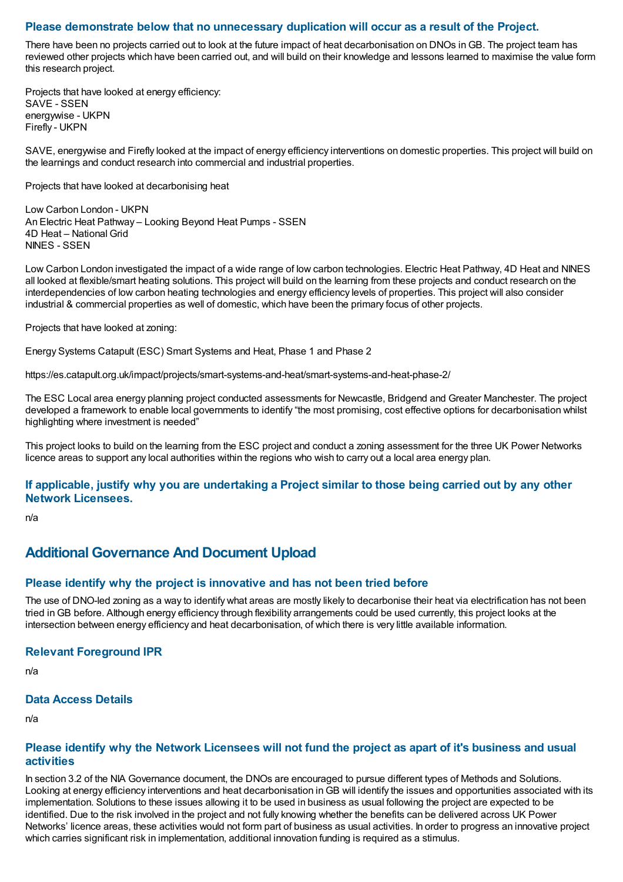### Please demonstrate below that no unnecessary duplication will occur as a result of the Project.

There have been no projects carried out to look at the future impact of heat decarbonisation on DNOs in GB. The project team has reviewed other projects which have been carried out, and will build on their knowledge and lessons learned to maximise the value form this research project.

Projects that have looked at energy efficiency:
SAVE - SSEN
energywise - UKPN
Firefly - UKPN

SAVE, energywise and Firefly looked at the impact of energy efficiency interventions on domestic properties. This project will build on the learnings and conduct research into commercial and industrial properties.

Projects that have looked at decarbonising heat

Low Carbon London - UKPN
An Electric Heat Pathway – Looking Beyond Heat Pumps - SSEN
4D Heat – National Grid
NINES - SSEN

Low Carbon London investigated the impact of a wide range of low carbon technologies. Electric Heat Pathway, 4D Heat and NINES all looked at flexible/smart heating solutions. This project will build on the learning from these projects and conduct research on the interdependencies of low carbon heating technologies and energy efficiency levels of properties. This project will also consider industrial & commercial properties as well of domestic, which have been the primary focus of other projects.

Projects that have looked at zoning:

Energy Systems Catapult (ESC) Smart Systems and Heat, Phase 1 and Phase 2

https://es.catapult.org.uk/impact/projects/smart-systems-and-heat/smart-systems-and-heat-phase-2/

The ESC Local area energy planning project conducted assessments for Newcastle, Bridgend and Greater Manchester. The project developed a framework to enable local governments to identify "the most promising, cost effective options for decarbonisation whilst highlighting where investment is needed"

This project looks to build on the learning from the ESC project and conduct a zoning assessment for the three UK Power Networks licence areas to support any local authorities within the regions who wish to carry out a local area energy plan.

### If applicable, justify why you are undertaking a Project similar to those being carried out by any other Network Licensees.

n/a

## Additional Governance And Document Upload

### Please identify why the project is innovative and has not been tried before

The use of DNO-led zoning as a way to identify what areas are mostly likely to decarbonise their heat via electrification has not been tried in GB before. Although energy efficiency through flexibility arrangements could be used currently, this project looks at the intersection between energy efficiency and heat decarbonisation, of which there is very little available information.

### Relevant Foreground IPR

n/a

### Data Access Details

n/a

### Please identify why the Network Licensees will not fund the project as apart of it's business and usual activities

In section 3.2 of the NIA Governance document, the DNOs are encouraged to pursue different types of Methods and Solutions. Looking at energy efficiency interventions and heat decarbonisation in GB will identify the issues and opportunities associated with its implementation. Solutions to these issues allowing it to be used in business as usual following the project are expected to be identified. Due to the risk involved in the project and not fully knowing whether the benefits can be delivered across UK Power Networks' licence areas, these activities would not form part of business as usual activities. In order to progress an innovative project which carries significant risk in implementation, additional innovation funding is required as a stimulus.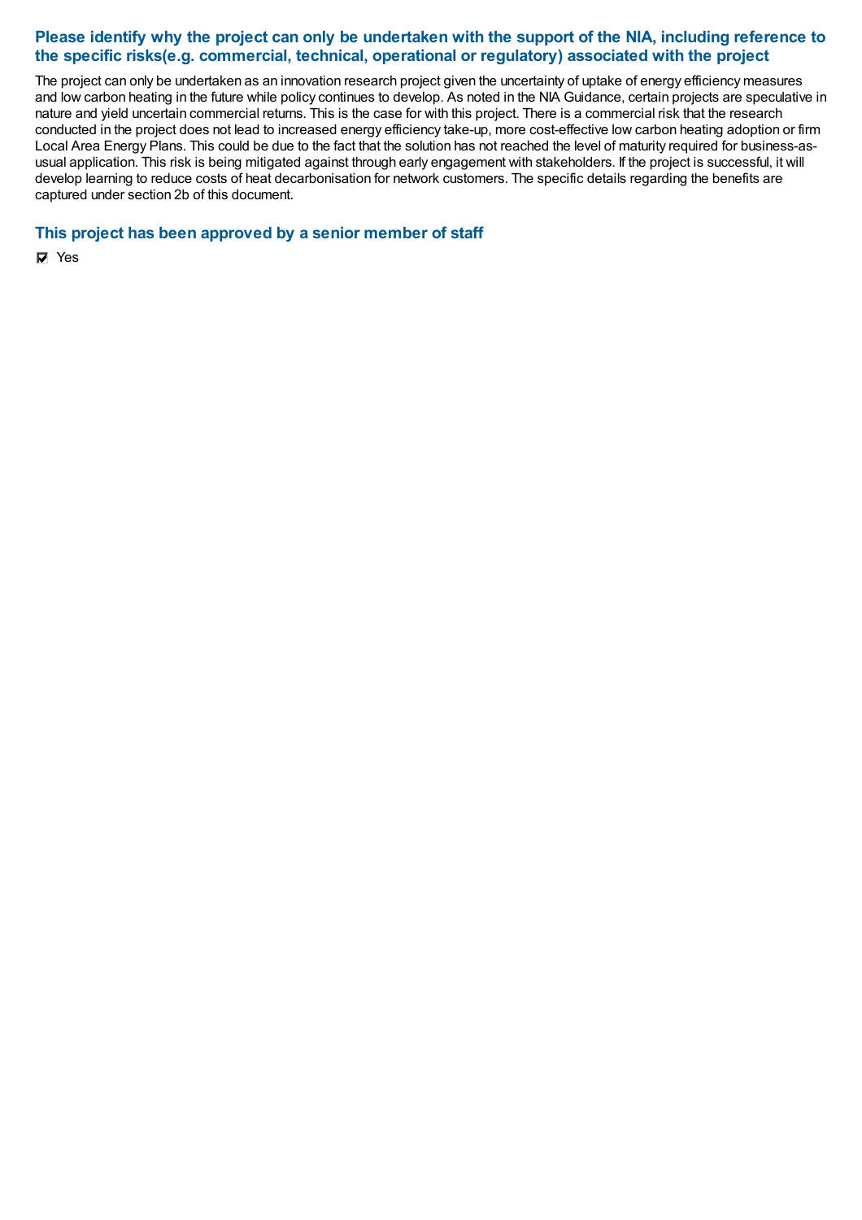### Please identify why the project can only be undertaken with the support of the NIA, including reference to the specific risks(e.g. commercial, technical, operational or regulatory) associated with the project

The project can only be undertaken as an innovation research project given the uncertainty of uptake of energy efficiency measures and low carbon heating in the future while policy continues to develop. As noted in the NIA Guidance, certain projects are speculative in nature and yield uncertain commercial returns. This is the case for with this project. There is a commercial risk that the research conducted in the project does not lead to increased energy efficiency take-up, more cost-effective low carbon heating adoption or firm Local Area Energy Plans. This could be due to the fact that the solution has not reached the level of maturity required for business-as-usual application. This risk is being mitigated against through early engagement with stakeholders. If the project is successful, it will develop learning to reduce costs of heat decarbonisation for network customers. The specific details regarding the benefits are captured under section 2b of this document.

### This project has been approved by a senior member of staff

☑ Yes